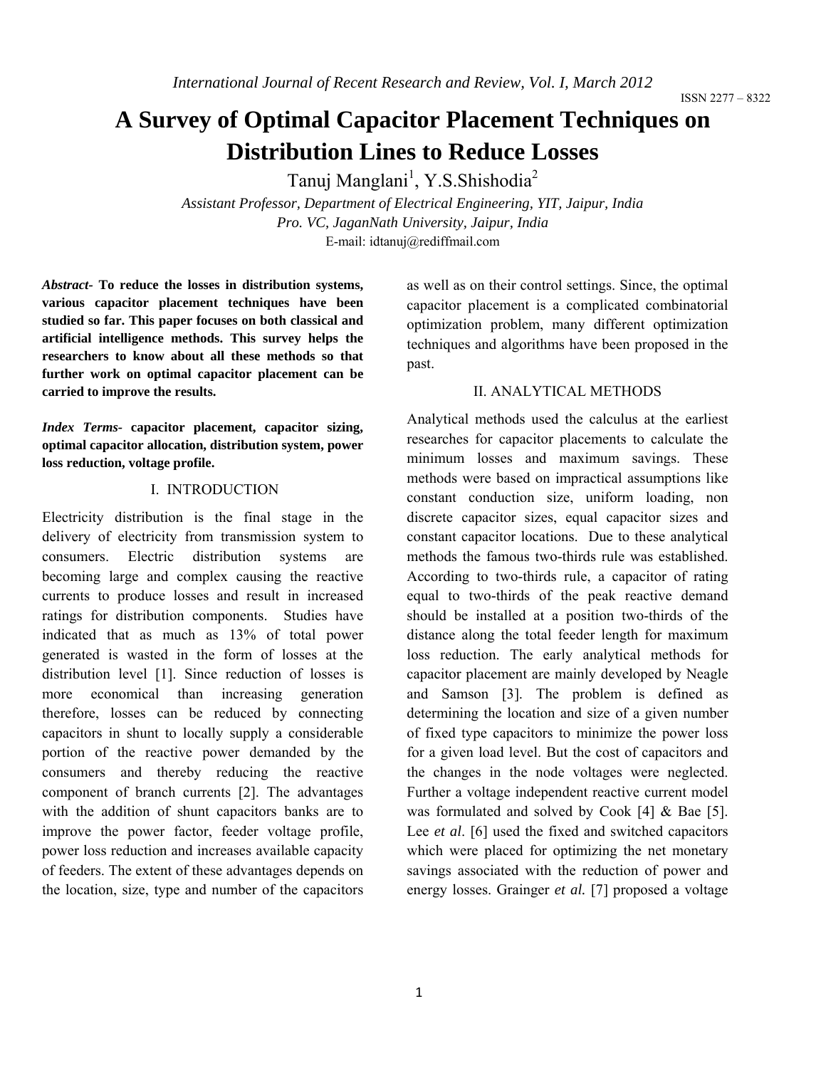# A Survey of Optimal Capacitor Placement Techniques on Distribution Lines to Reduce Losses

Tanuj Manglani[1], Y.S.Shishodia[2]

*Assistant Professor, Department of Electrical Engineering, YIT, Jaipur, India*
*Pro. VC, JaganNath University, Jaipur, India*
E-mail: idtanuj@rediffmail.com

***Abstract-*** **To reduce the losses in distribution systems, various capacitor placement techniques have been studied so far. This paper focuses on both classical and artificial intelligence methods. This survey helps the researchers to know about all these methods so that further work on optimal capacitor placement can be carried to improve the results.**

***Index Terms-*** **capacitor placement, capacitor sizing, optimal capacitor allocation, distribution system, power loss reduction, voltage profile.**

## I. INTRODUCTION

Electricity distribution is the final stage in the delivery of electricity from transmission system to consumers. Electric distribution systems are becoming large and complex causing the reactive currents to produce losses and result in increased ratings for distribution components. Studies have indicated that as much as 13% of total power generated is wasted in the form of losses at the distribution level [1]. Since reduction of losses is more economical than increasing generation therefore, losses can be reduced by connecting capacitors in shunt to locally supply a considerable portion of the reactive power demanded by the consumers and thereby reducing the reactive component of branch currents [2]. The advantages with the addition of shunt capacitors banks are to improve the power factor, feeder voltage profile, power loss reduction and increases available capacity of feeders. The extent of these advantages depends on the location, size, type and number of the capacitors as well as on their control settings. Since, the optimal capacitor placement is a complicated combinatorial optimization problem, many different optimization techniques and algorithms have been proposed in the past.

## II. ANALYTICAL METHODS

Analytical methods used the calculus at the earliest researches for capacitor placements to calculate the minimum losses and maximum savings. These methods were based on impractical assumptions like constant conduction size, uniform loading, non discrete capacitor sizes, equal capacitor sizes and constant capacitor locations. Due to these analytical methods the famous two-thirds rule was established. According to two-thirds rule, a capacitor of rating equal to two-thirds of the peak reactive demand should be installed at a position two-thirds of the distance along the total feeder length for maximum loss reduction. The early analytical methods for capacitor placement are mainly developed by Neagle and Samson [3]. The problem is defined as determining the location and size of a given number of fixed type capacitors to minimize the power loss for a given load level. But the cost of capacitors and the changes in the node voltages were neglected. Further a voltage independent reactive current model was formulated and solved by Cook [4] & Bae [5]. Lee *et al*. [6] used the fixed and switched capacitors which were placed for optimizing the net monetary savings associated with the reduction of power and energy losses. Grainger *et al.* [7] proposed a voltage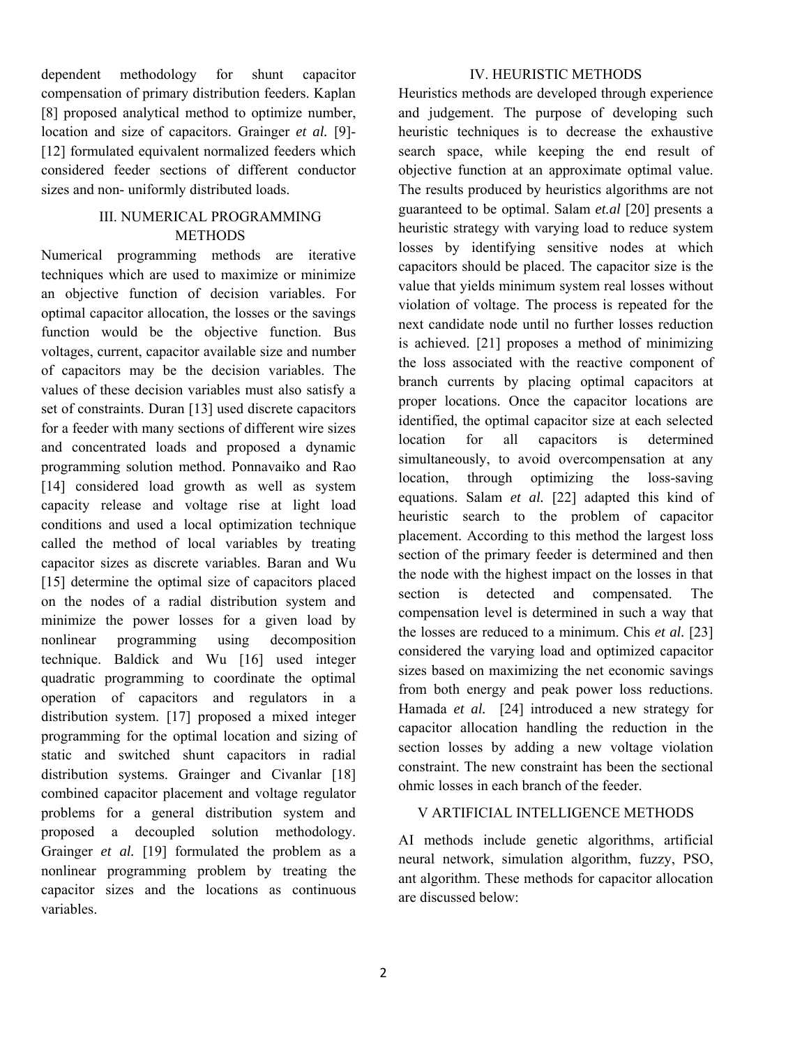dependent methodology for shunt capacitor compensation of primary distribution feeders. Kaplan [8] proposed analytical method to optimize number, location and size of capacitors. Grainger *et al.* [9]-[12] formulated equivalent normalized feeders which considered feeder sections of different conductor sizes and non- uniformly distributed loads.

## III. NUMERICAL PROGRAMMING METHODS

Numerical programming methods are iterative techniques which are used to maximize or minimize an objective function of decision variables. For optimal capacitor allocation, the losses or the savings function would be the objective function. Bus voltages, current, capacitor available size and number of capacitors may be the decision variables. The values of these decision variables must also satisfy a set of constraints. Duran [13] used discrete capacitors for a feeder with many sections of different wire sizes and concentrated loads and proposed a dynamic programming solution method. Ponnavaiko and Rao [14] considered load growth as well as system capacity release and voltage rise at light load conditions and used a local optimization technique called the method of local variables by treating capacitor sizes as discrete variables. Baran and Wu [15] determine the optimal size of capacitors placed on the nodes of a radial distribution system and minimize the power losses for a given load by nonlinear programming using decomposition technique. Baldick and Wu [16] used integer quadratic programming to coordinate the optimal operation of capacitors and regulators in a distribution system. [17] proposed a mixed integer programming for the optimal location and sizing of static and switched shunt capacitors in radial distribution systems. Grainger and Civanlar [18] combined capacitor placement and voltage regulator problems for a general distribution system and proposed a decoupled solution methodology. Grainger *et al.* [19] formulated the problem as a nonlinear programming problem by treating the capacitor sizes and the locations as continuous variables.

## IV. HEURISTIC METHODS

Heuristics methods are developed through experience and judgement. The purpose of developing such heuristic techniques is to decrease the exhaustive search space, while keeping the end result of objective function at an approximate optimal value. The results produced by heuristics algorithms are not guaranteed to be optimal. Salam *et.al* [20] presents a heuristic strategy with varying load to reduce system losses by identifying sensitive nodes at which capacitors should be placed. The capacitor size is the value that yields minimum system real losses without violation of voltage. The process is repeated for the next candidate node until no further losses reduction is achieved. [21] proposes a method of minimizing the loss associated with the reactive component of branch currents by placing optimal capacitors at proper locations. Once the capacitor locations are identified, the optimal capacitor size at each selected location for all capacitors is determined simultaneously, to avoid overcompensation at any location, through optimizing the loss-saving equations. Salam *et al.* [22] adapted this kind of heuristic search to the problem of capacitor placement. According to this method the largest loss section of the primary feeder is determined and then the node with the highest impact on the losses in that section is detected and compensated. The compensation level is determined in such a way that the losses are reduced to a minimum. Chis *et al.* [23] considered the varying load and optimized capacitor sizes based on maximizing the net economic savings from both energy and peak power loss reductions. Hamada *et al.* [24] introduced a new strategy for capacitor allocation handling the reduction in the section losses by adding a new voltage violation constraint. The new constraint has been the sectional ohmic losses in each branch of the feeder.

## V ARTIFICIAL INTELLIGENCE METHODS

AI methods include genetic algorithms, artificial neural network, simulation algorithm, fuzzy, PSO, ant algorithm. These methods for capacitor allocation are discussed below: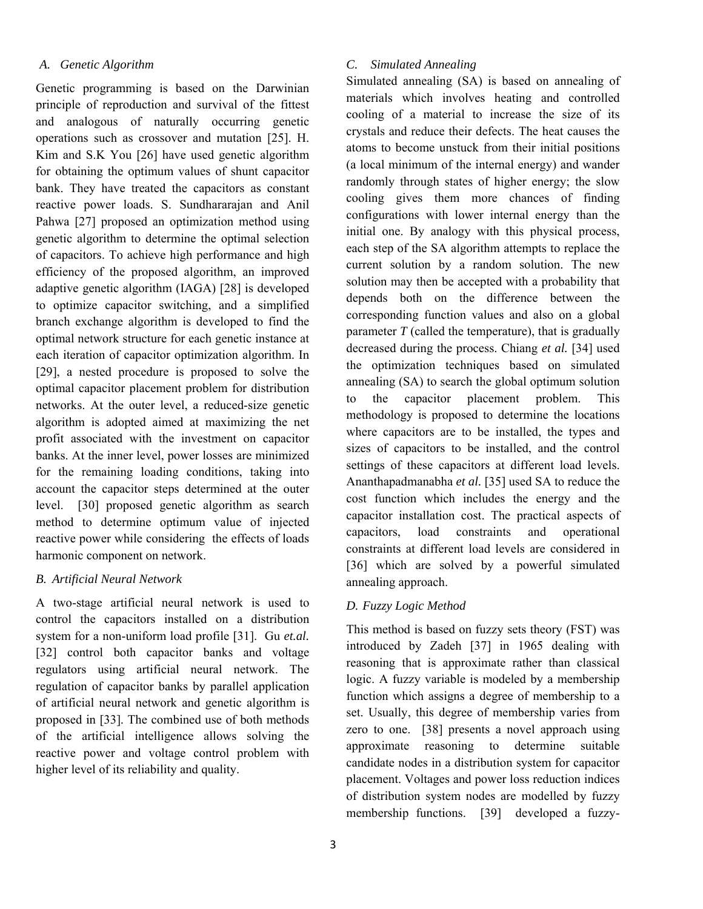### *A. Genetic Algorithm*

Genetic programming is based on the Darwinian principle of reproduction and survival of the fittest and analogous of naturally occurring genetic operations such as crossover and mutation [25]. H. Kim and S.K You [26] have used genetic algorithm for obtaining the optimum values of shunt capacitor bank. They have treated the capacitors as constant reactive power loads. S. Sundhararajan and Anil Pahwa [27] proposed an optimization method using genetic algorithm to determine the optimal selection of capacitors. To achieve high performance and high efficiency of the proposed algorithm, an improved adaptive genetic algorithm (IAGA) [28] is developed to optimize capacitor switching, and a simplified branch exchange algorithm is developed to find the optimal network structure for each genetic instance at each iteration of capacitor optimization algorithm. In [29], a nested procedure is proposed to solve the optimal capacitor placement problem for distribution networks. At the outer level, a reduced-size genetic algorithm is adopted aimed at maximizing the net profit associated with the investment on capacitor banks. At the inner level, power losses are minimized for the remaining loading conditions, taking into account the capacitor steps determined at the outer level. [30] proposed genetic algorithm as search method to determine optimum value of injected reactive power while considering the effects of loads harmonic component on network.

### *B. Artificial Neural Network*

A two-stage artificial neural network is used to control the capacitors installed on a distribution system for a non-uniform load profile [31]. Gu *et.al.* [32] control both capacitor banks and voltage regulators using artificial neural network. The regulation of capacitor banks by parallel application of artificial neural network and genetic algorithm is proposed in [33]. The combined use of both methods of the artificial intelligence allows solving the reactive power and voltage control problem with higher level of its reliability and quality.

### *C. Simulated Annealing*

Simulated annealing (SA) is based on annealing of materials which involves heating and controlled cooling of a material to increase the size of its crystals and reduce their defects. The heat causes the atoms to become unstuck from their initial positions (a local minimum of the internal energy) and wander randomly through states of higher energy; the slow cooling gives them more chances of finding configurations with lower internal energy than the initial one. By analogy with this physical process, each step of the SA algorithm attempts to replace the current solution by a random solution. The new solution may then be accepted with a probability that depends both on the difference between the corresponding function values and also on a global parameter $T$ (called the temperature), that is gradually decreased during the process. Chiang *et al.* [34] used the optimization techniques based on simulated annealing (SA) to search the global optimum solution to the capacitor placement problem. This methodology is proposed to determine the locations where capacitors are to be installed, the types and sizes of capacitors to be installed, and the control settings of these capacitors at different load levels. Ananthapadmanabha *et al.* [35] used SA to reduce the cost function which includes the energy and the capacitor installation cost. The practical aspects of capacitors, load constraints and operational constraints at different load levels are considered in [36] which are solved by a powerful simulated annealing approach.

### *D. Fuzzy Logic Method*

This method is based on fuzzy sets theory (FST) was introduced by Zadeh [37] in 1965 dealing with reasoning that is approximate rather than classical logic. A fuzzy variable is modeled by a membership function which assigns a degree of membership to a set. Usually, this degree of membership varies from zero to one. [38] presents a novel approach using approximate reasoning to determine suitable candidate nodes in a distribution system for capacitor placement. Voltages and power loss reduction indices of distribution system nodes are modelled by fuzzy membership functions. [39] developed a fuzzy-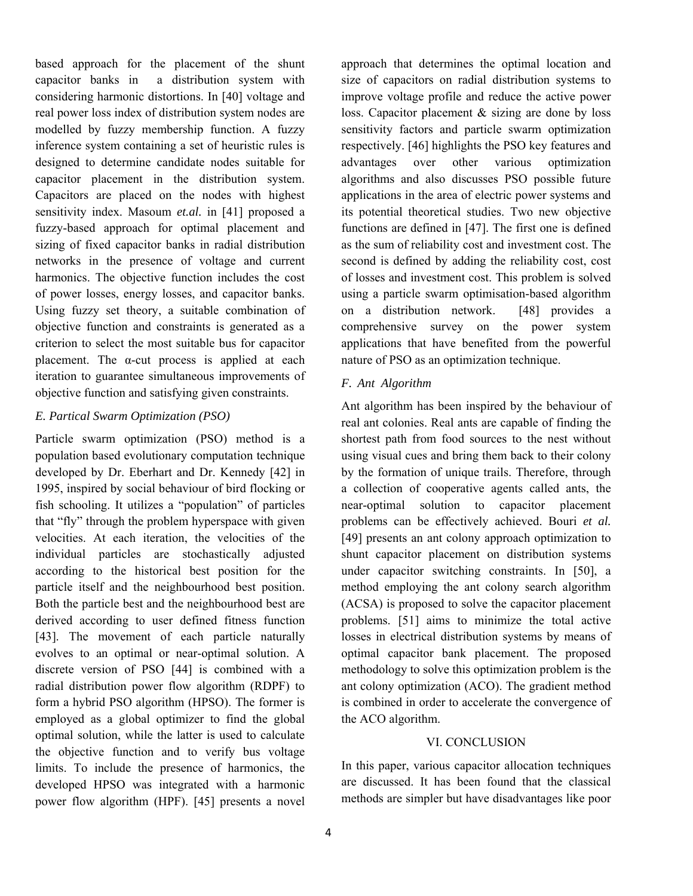based approach for the placement of the shunt capacitor banks in a distribution system with considering harmonic distortions. In [40] voltage and real power loss index of distribution system nodes are modelled by fuzzy membership function. A fuzzy inference system containing a set of heuristic rules is designed to determine candidate nodes suitable for capacitor placement in the distribution system. Capacitors are placed on the nodes with highest sensitivity index. Masoum ***et.al.*** in [41] proposed a fuzzy-based approach for optimal placement and sizing of fixed capacitor banks in radial distribution networks in the presence of voltage and current harmonics. The objective function includes the cost of power losses, energy losses, and capacitor banks. Using fuzzy set theory, a suitable combination of objective function and constraints is generated as a criterion to select the most suitable bus for capacitor placement. The α-cut process is applied at each iteration to guarantee simultaneous improvements of objective function and satisfying given constraints.

### *E. Partical Swarm Optimization (PSO)*

Particle swarm optimization (PSO) method is a population based evolutionary computation technique developed by Dr. Eberhart and Dr. Kennedy [42] in 1995, inspired by social behaviour of bird flocking or fish schooling. It utilizes a "population" of particles that "fly" through the problem hyperspace with given velocities. At each iteration, the velocities of the individual particles are stochastically adjusted according to the historical best position for the particle itself and the neighbourhood best position. Both the particle best and the neighbourhood best are derived according to user defined fitness function [43]. The movement of each particle naturally evolves to an optimal or near-optimal solution. A discrete version of PSO [44] is combined with a radial distribution power flow algorithm (RDPF) to form a hybrid PSO algorithm (HPSO). The former is employed as a global optimizer to find the global optimal solution, while the latter is used to calculate the objective function and to verify bus voltage limits. To include the presence of harmonics, the developed HPSO was integrated with a harmonic power flow algorithm (HPF). [45] presents a novel approach that determines the optimal location and size of capacitors on radial distribution systems to improve voltage profile and reduce the active power loss. Capacitor placement & sizing are done by loss sensitivity factors and particle swarm optimization respectively. [46] highlights the PSO key features and advantages over other various optimization algorithms and also discusses PSO possible future applications in the area of electric power systems and its potential theoretical studies. Two new objective functions are defined in [47]. The first one is defined as the sum of reliability cost and investment cost. The second is defined by adding the reliability cost, cost of losses and investment cost. This problem is solved using a particle swarm optimisation-based algorithm on a distribution network. [48] provides a comprehensive survey on the power system applications that have benefited from the powerful nature of PSO as an optimization technique.

### *F. Ant Algorithm*

Ant algorithm has been inspired by the behaviour of real ant colonies. Real ants are capable of finding the shortest path from food sources to the nest without using visual cues and bring them back to their colony by the formation of unique trails. Therefore, through a collection of cooperative agents called ants, the near-optimal solution to capacitor placement problems can be effectively achieved. Bouri *et al.* [49] presents an ant colony approach optimization to shunt capacitor placement on distribution systems under capacitor switching constraints. In [50], a method employing the ant colony search algorithm (ACSA) is proposed to solve the capacitor placement problems. [51] aims to minimize the total active losses in electrical distribution systems by means of optimal capacitor bank placement. The proposed methodology to solve this optimization problem is the ant colony optimization (ACO). The gradient method is combined in order to accelerate the convergence of the ACO algorithm.

## VI. CONCLUSION

In this paper, various capacitor allocation techniques are discussed. It has been found that the classical methods are simpler but have disadvantages like poor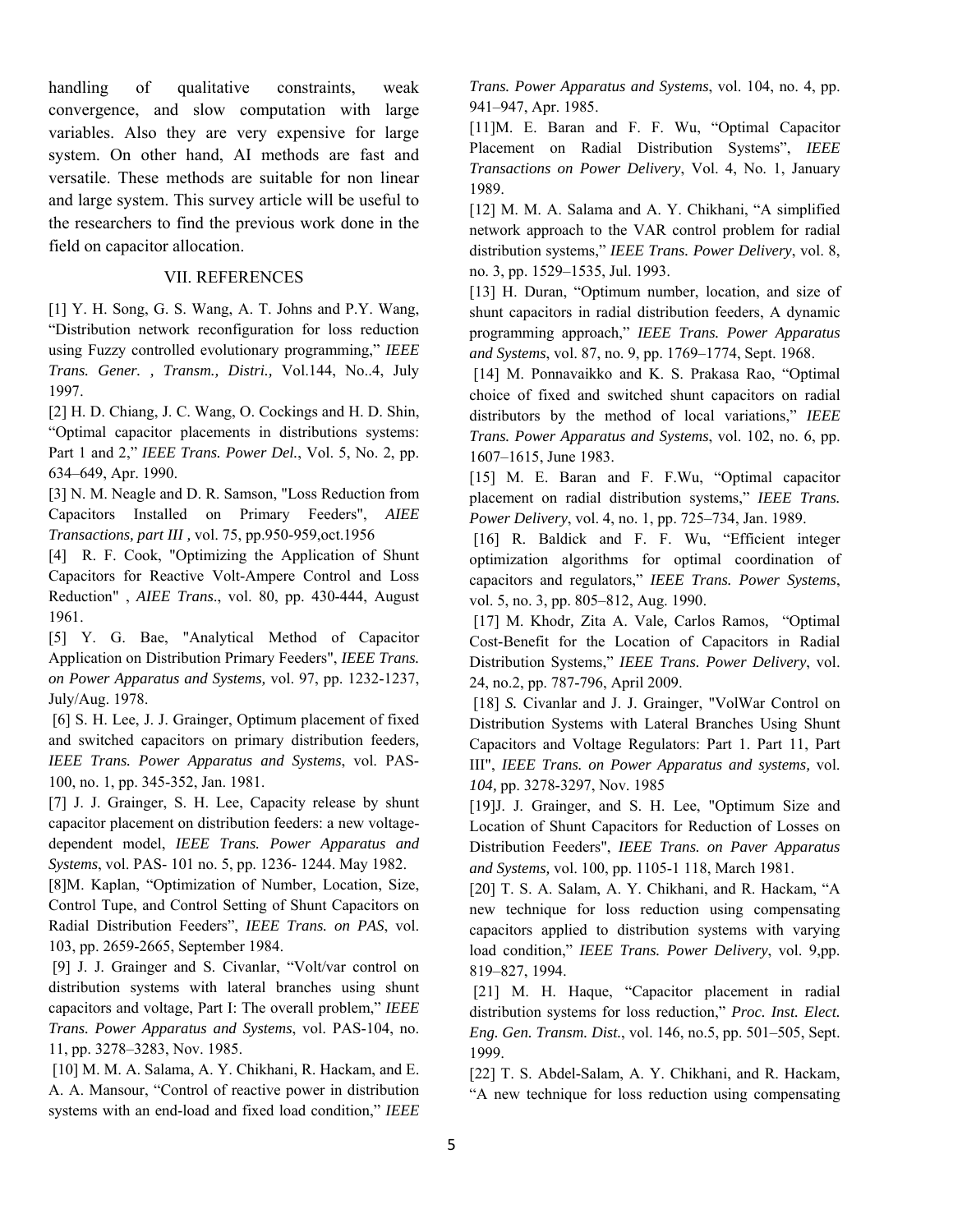handling of qualitative constraints, weak convergence, and slow computation with large variables. Also they are very expensive for large system. On other hand, AI methods are fast and versatile. These methods are suitable for non linear and large system. This survey article will be useful to the researchers to find the previous work done in the field on capacitor allocation.

## VII. REFERENCES

[1] Y. H. Song, G. S. Wang, A. T. Johns and P.Y. Wang, "Distribution network reconfiguration for loss reduction using Fuzzy controlled evolutionary programming," *IEEE Trans. Gener. , Transm., Distri.,* Vol.144, No..4, July 1997.

[2] H. D. Chiang, J. C. Wang, O. Cockings and H. D. Shin, "Optimal capacitor placements in distributions systems: Part 1 and 2," *IEEE Trans. Power Del.*, Vol. 5, No. 2, pp. 634–649, Apr. 1990.

[3] N. M. Neagle and D. R. Samson, "Loss Reduction from Capacitors Installed on Primary Feeders", *AIEE Transactions, part III* , vol. 75, pp.950-959,oct.1956

[4] R. F. Cook, "Optimizing the Application of Shunt Capacitors for Reactive Volt-Ampere Control and Loss Reduction" , *AIEE Trans*., vol. 80, pp. 430-444, August 1961.

[5] Y. G. Bae, "Analytical Method of Capacitor Application on Distribution Primary Feeders", *IEEE Trans. on Power Apparatus and Systems,* vol. 97, pp. 1232-1237, July/Aug. 1978.

[6] S. H. Lee, J. J. Grainger, Optimum placement of fixed and switched capacitors on primary distribution feeders, *IEEE Trans. Power Apparatus and Systems*, vol. PAS-100, no. 1, pp. 345-352, Jan. 1981.

[7] J. J. Grainger, S. H. Lee, Capacity release by shunt capacitor placement on distribution feeders: a new voltage-dependent model, *IEEE Trans. Power Apparatus and Systems*, vol. PAS- 101 no. 5, pp. 1236- 1244. May 1982.

[8]M. Kaplan, "Optimization of Number, Location, Size, Control Tupe, and Control Setting of Shunt Capacitors on Radial Distribution Feeders", *IEEE Trans. on PAS*, vol. 103, pp. 2659-2665, September 1984.

[9] J. J. Grainger and S. Civanlar, "Volt/var control on distribution systems with lateral branches using shunt capacitors and voltage, Part I: The overall problem," *IEEE Trans. Power Apparatus and Systems*, vol. PAS-104, no. 11, pp. 3278–3283, Nov. 1985.

[10] M. M. A. Salama, A. Y. Chikhani, R. Hackam, and E. A. A. Mansour, "Control of reactive power in distribution systems with an end-load and fixed load condition," *IEEE Trans. Power Apparatus and Systems*, vol. 104, no. 4, pp. 941–947, Apr. 1985.

[11]M. E. Baran and F. F. Wu, "Optimal Capacitor Placement on Radial Distribution Systems", *IEEE Transactions on Power Delivery*, Vol. 4, No. 1, January 1989.

[12] M. M. A. Salama and A. Y. Chikhani, "A simplified network approach to the VAR control problem for radial distribution systems," *IEEE Trans. Power Delivery*, vol. 8, no. 3, pp. 1529–1535, Jul. 1993.

[13] H. Duran, "Optimum number, location, and size of shunt capacitors in radial distribution feeders, A dynamic programming approach," *IEEE Trans. Power Apparatus and Systems*, vol. 87, no. 9, pp. 1769–1774, Sept. 1968.

[14] M. Ponnavaikko and K. S. Prakasa Rao, "Optimal choice of fixed and switched shunt capacitors on radial distributors by the method of local variations," *IEEE Trans. Power Apparatus and Systems*, vol. 102, no. 6, pp. 1607–1615, June 1983.

[15] M. E. Baran and F. F.Wu, "Optimal capacitor placement on radial distribution systems," *IEEE Trans. Power Delivery*, vol. 4, no. 1, pp. 725–734, Jan. 1989.

[16] R. Baldick and F. F. Wu, "Efficient integer optimization algorithms for optimal coordination of capacitors and regulators," *IEEE Trans. Power Systems*, vol. 5, no. 3, pp. 805–812, Aug. 1990.

[17] M. Khodr, Zita A. Vale, Carlos Ramos, "Optimal Cost-Benefit for the Location of Capacitors in Radial Distribution Systems," *IEEE Trans. Power Delivery*, vol. 24, no.2, pp. 787-796, April 2009.

[18] *S.* Civanlar and J. J. Grainger, "VolWar Control on Distribution Systems with Lateral Branches Using Shunt Capacitors and Voltage Regulators: Part 1. Part 11, Part III", *IEEE Trans. on Power Apparatus and systems,* vol. *104,* pp. 3278-3297, Nov. 1985

[19]J. J. Grainger, and S. H. Lee, "Optimum Size and Location of Shunt Capacitors for Reduction of Losses on Distribution Feeders", *IEEE Trans. on Paver Apparatus and Systems,* vol. 100, pp. 1105-1 118, March 1981.

[20] T. S. A. Salam, A. Y. Chikhani, and R. Hackam, "A new technique for loss reduction using compensating capacitors applied to distribution systems with varying load condition," *IEEE Trans. Power Delivery*, vol. 9,pp. 819–827, 1994.

[21] M. H. Haque, "Capacitor placement in radial distribution systems for loss reduction," *Proc. Inst. Elect. Eng. Gen. Transm. Dist.*, vol. 146, no.5, pp. 501–505, Sept. 1999.

[22] T. S. Abdel-Salam, A. Y. Chikhani, and R. Hackam, "A new technique for loss reduction using compensating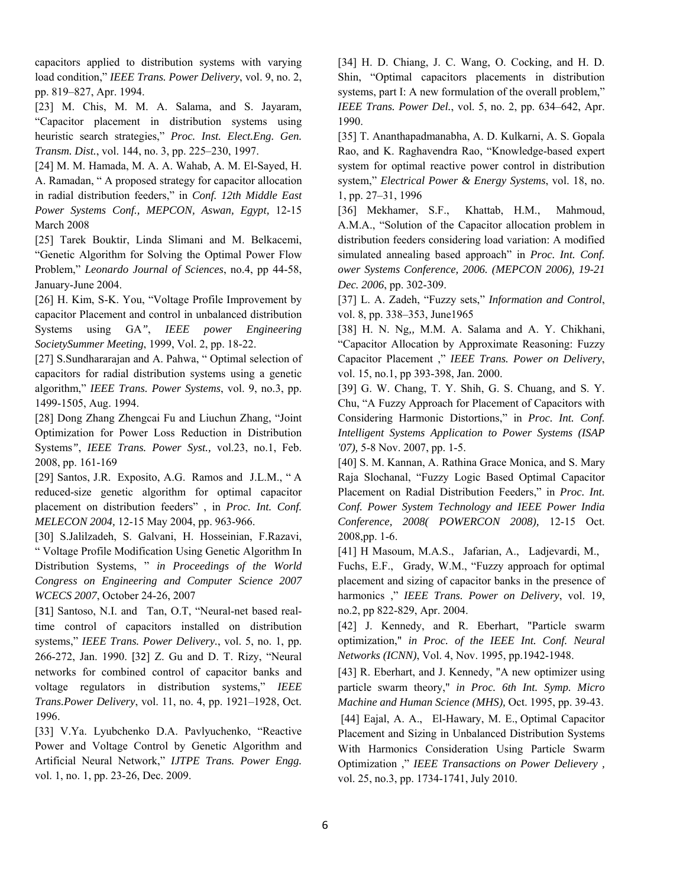capacitors applied to distribution systems with varying load condition," *IEEE Trans. Power Delivery*, vol. 9, no. 2, pp. 819–827, Apr. 1994.

[23] M. Chis, M. M. A. Salama, and S. Jayaram, "Capacitor placement in distribution systems using heuristic search strategies," *Proc. Inst. Elect.Eng. Gen. Transm. Dist.*, vol. 144, no. 3, pp. 225–230, 1997.

[24] M. M. Hamada, M. A. A. Wahab, A. M. El-Sayed, H. A. Ramadan, " A proposed strategy for capacitor allocation in radial distribution feeders," in *Conf. 12th Middle East Power Systems Conf., MEPCON, Aswan, Egypt,* 12-15 March 2008

[25] Tarek Bouktir, Linda Slimani and M. Belkacemi, "Genetic Algorithm for Solving the Optimal Power Flow Problem," *Leonardo Journal of Sciences*, no.4, pp 44-58, January-June 2004.

[26] H. Kim, S-K. You, "Voltage Profile Improvement by capacitor Placement and control in unbalanced distribution Systems using GA", *IEEE power Engineering SocietySummer Meeting*, 1999, Vol. 2, pp. 18-22.

[27] S.Sundhararajan and A. Pahwa, " Optimal selection of capacitors for radial distribution systems using a genetic algorithm," *IEEE Trans. Power Systems*, vol. 9, no.3, pp. 1499-1505, Aug. 1994.

[28] Dong Zhang Zhengcai Fu and Liuchun Zhang, "Joint Optimization for Power Loss Reduction in Distribution Systems", *IEEE Trans. Power Syst.,* vol.23, no.1, Feb. 2008, pp. 161-169

[29] Santos, J.R. Exposito, A.G. Ramos and J.L.M., " A reduced-size genetic algorithm for optimal capacitor placement on distribution feeders" , in *Proc. Int. Conf. MELECON 2004,* 12-15 May 2004, pp. 963-966.

[30] S.Jalilzadeh, S. Galvani, H. Hosseinian, F.Razavi, " Voltage Profile Modification Using Genetic Algorithm In Distribution Systems, " *in Proceedings of the World Congress on Engineering and Computer Science 2007 WCECS 2007*, October 24-26, 2007

[31] Santoso, N.I. and Tan, O.T, "Neural-net based real-time control of capacitors installed on distribution systems," *IEEE Trans. Power Delivery.*, vol. 5, no. 1, pp. 266-272, Jan. 1990.

[32] Z. Gu and D. T. Rizy, "Neural networks for combined control of capacitor banks and voltage regulators in distribution systems," *IEEE Trans.Power Delivery*, vol. 11, no. 4, pp. 1921–1928, Oct. 1996.

[33] V.Ya. Lyubchenko D.A. Pavlyuchenko, "Reactive Power and Voltage Control by Genetic Algorithm and Artificial Neural Network," *IJTPE Trans. Power Engg.* vol. 1, no. 1, pp. 23-26, Dec. 2009.

[34] H. D. Chiang, J. C. Wang, O. Cocking, and H. D. Shin, "Optimal capacitors placements in distribution systems, part I: A new formulation of the overall problem," *IEEE Trans. Power Del.*, vol. 5, no. 2, pp. 634–642, Apr. 1990.

[35] T. Ananthapadmanabha, A. D. Kulkarni, A. S. Gopala Rao, and K. Raghavendra Rao, "Knowledge-based expert system for optimal reactive power control in distribution system," *Electrical Power & Energy Systems*, vol. 18, no. 1, pp. 27–31, 1996

[36] Mekhamer, S.F., Khattab, H.M., Mahmoud, A.M.A., "Solution of the Capacitor allocation problem in distribution feeders considering load variation: A modified simulated annealing based approach" in *Proc. Int. Conf. ower Systems Conference, 2006. (MEPCON 2006), 19-21 Dec. 2006*, pp. 302-309.

[37] L. A. Zadeh, "Fuzzy sets," *Information and Control*, vol. 8, pp. 338–353, June1965

[38] H. N. Ng,, M.M. A. Salama and A. Y. Chikhani, "Capacitor Allocation by Approximate Reasoning: Fuzzy Capacitor Placement ," *IEEE Trans. Power on Delivery*, vol. 15, no.1, pp 393-398, Jan. 2000.

[39] G. W. Chang, T. Y. Shih, G. S. Chuang, and S. Y. Chu, "A Fuzzy Approach for Placement of Capacitors with Considering Harmonic Distortions," in *Proc. Int. Conf. Intelligent Systems Application to Power Systems (ISAP '07),* 5-8 Nov. 2007, pp. 1-5.

[40] S. M. Kannan, A. Rathina Grace Monica, and S. Mary Raja Slochanal, "Fuzzy Logic Based Optimal Capacitor Placement on Radial Distribution Feeders," in *Proc. Int. Conf. Power System Technology and IEEE Power India Conference, 2008( POWERCON 2008),* 12-15 Oct. 2008,pp. 1-6.

[41] H Masoum, M.A.S., Jafarian, A., Ladjevardi, M., Fuchs, E.F., Grady, W.M., "Fuzzy approach for optimal placement and sizing of capacitor banks in the presence of harmonics ," *IEEE Trans. Power on Delivery*, vol. 19, no.2, pp 822-829, Apr. 2004.

[42] J. Kennedy, and R. Eberhart, "Particle swarm optimization," *in Proc. of the IEEE Int. Conf. Neural Networks (ICNN)*, Vol. 4, Nov. 1995, pp.1942-1948.

[43] R. Eberhart, and J. Kennedy, "A new optimizer using particle swarm theory," *in Proc. 6th Int. Symp. Micro Machine and Human Science (MHS),* Oct. 1995, pp. 39-43.

[44] Eajal, A. A., El-Hawary, M. E., Optimal Capacitor Placement and Sizing in Unbalanced Distribution Systems With Harmonics Consideration Using Particle Swarm Optimization ," *IEEE Transactions on Power Delievery ,* vol. 25, no.3, pp. 1734-1741, July 2010.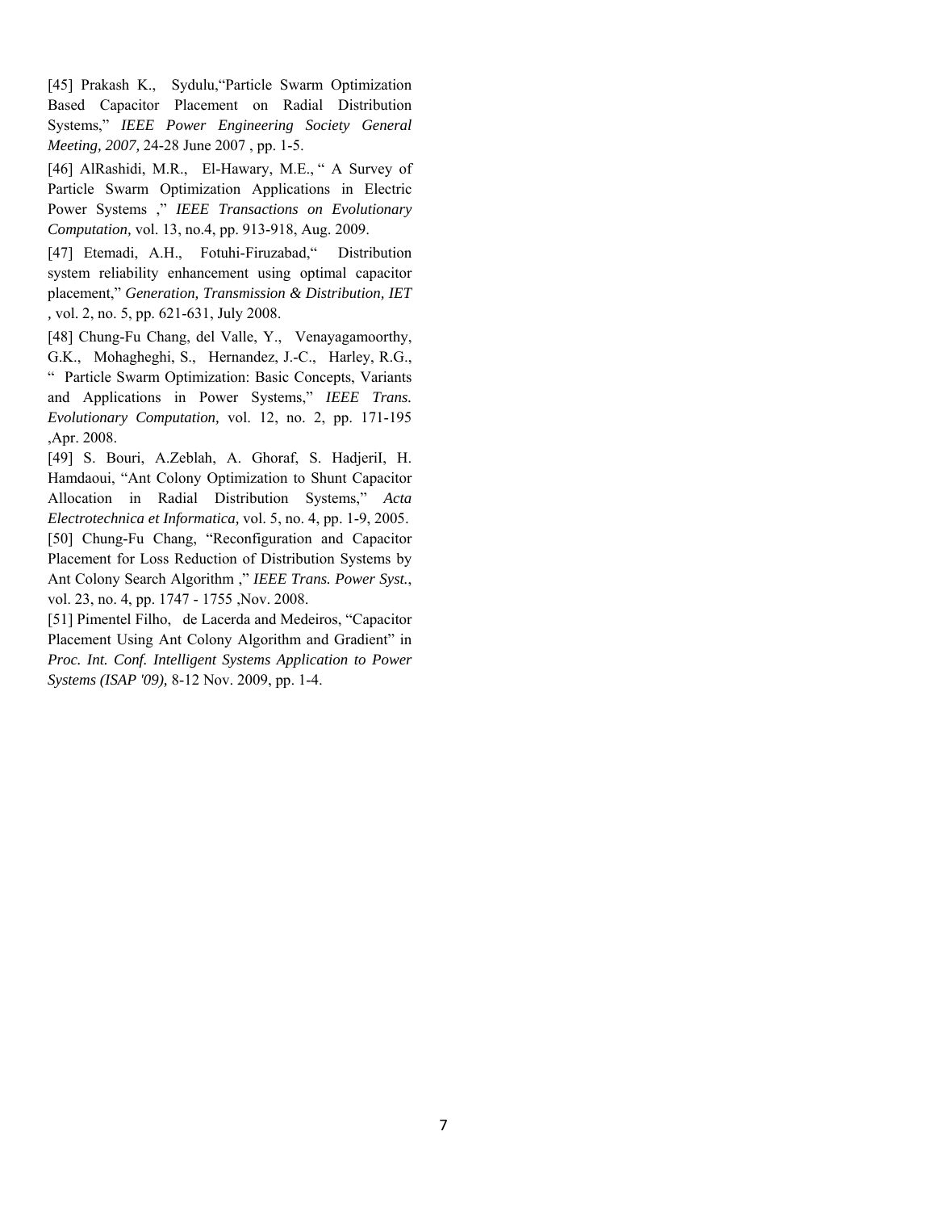[45] Prakash K., Sydulu,"Particle Swarm Optimization Based Capacitor Placement on Radial Distribution Systems," *IEEE Power Engineering Society General Meeting, 2007,* 24-28 June 2007 , pp. 1-5.

[46] AlRashidi, M.R., El-Hawary, M.E., " A Survey of Particle Swarm Optimization Applications in Electric Power Systems ," *IEEE Transactions on Evolutionary Computation,* vol. 13, no.4, pp. 913-918, Aug. 2009.

[47] Etemadi, A.H., Fotuhi-Firuzabad," Distribution system reliability enhancement using optimal capacitor placement," *Generation, Transmission & Distribution, IET* , vol. 2, no. 5, pp. 621-631, July 2008.

[48] Chung-Fu Chang, del Valle, Y., Venayagamoorthy, G.K., Mohagheghi, S., Hernandez, J.-C., Harley, R.G., " Particle Swarm Optimization: Basic Concepts, Variants and Applications in Power Systems," *IEEE Trans. Evolutionary Computation,* vol. 12, no. 2, pp. 171-195 ,Apr. 2008.

[49] S. Bouri, A.Zeblah, A. Ghoraf, S. HadjeriI, H. Hamdaoui, "Ant Colony Optimization to Shunt Capacitor Allocation in Radial Distribution Systems," *Acta Electrotechnica et Informatica,* vol. 5, no. 4, pp. 1-9, 2005.

[50] Chung-Fu Chang, "Reconfiguration and Capacitor Placement for Loss Reduction of Distribution Systems by Ant Colony Search Algorithm ," *IEEE Trans. Power Syst.*, vol. 23, no. 4, pp. 1747 - 1755 ,Nov. 2008.

[51] Pimentel Filho, de Lacerda and Medeiros, "Capacitor Placement Using Ant Colony Algorithm and Gradient" in *Proc. Int. Conf. Intelligent Systems Application to Power Systems (ISAP '09),* 8-12 Nov. 2009, pp. 1-4.